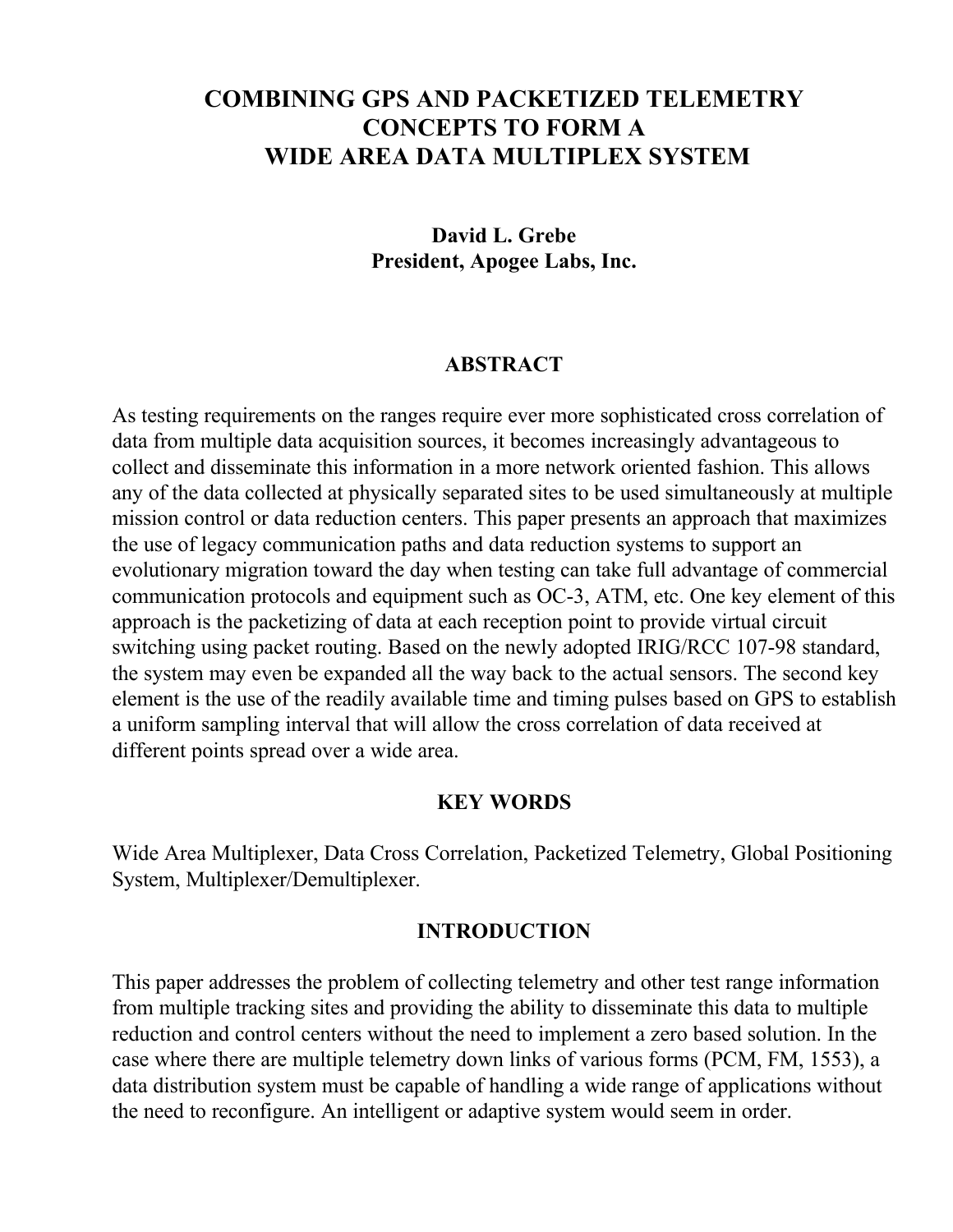# COMBINING GPS AND PACKETIZED TELEMETRY CONCEPTS TO FORM A WIDE AREA DATA MULTIPLEX SYSTEM

**David L. Grebe**
**President, Apogee Labs, Inc.**

## ABSTRACT

As testing requirements on the ranges require ever more sophisticated cross correlation of data from multiple data acquisition sources, it becomes increasingly advantageous to collect and disseminate this information in a more network oriented fashion. This allows any of the data collected at physically separated sites to be used simultaneously at multiple mission control or data reduction centers. This paper presents an approach that maximizes the use of legacy communication paths and data reduction systems to support an evolutionary migration toward the day when testing can take full advantage of commercial communication protocols and equipment such as OC-3, ATM, etc. One key element of this approach is the packetizing of data at each reception point to provide virtual circuit switching using packet routing. Based on the newly adopted IRIG/RCC 107-98 standard, the system may even be expanded all the way back to the actual sensors. The second key element is the use of the readily available time and timing pulses based on GPS to establish a uniform sampling interval that will allow the cross correlation of data received at different points spread over a wide area.

## KEY WORDS

Wide Area Multiplexer, Data Cross Correlation, Packetized Telemetry, Global Positioning System, Multiplexer/Demultiplexer.

## INTRODUCTION

This paper addresses the problem of collecting telemetry and other test range information from multiple tracking sites and providing the ability to disseminate this data to multiple reduction and control centers without the need to implement a zero based solution. In the case where there are multiple telemetry down links of various forms (PCM, FM, 1553), a data distribution system must be capable of handling a wide range of applications without the need to reconfigure. An intelligent or adaptive system would seem in order.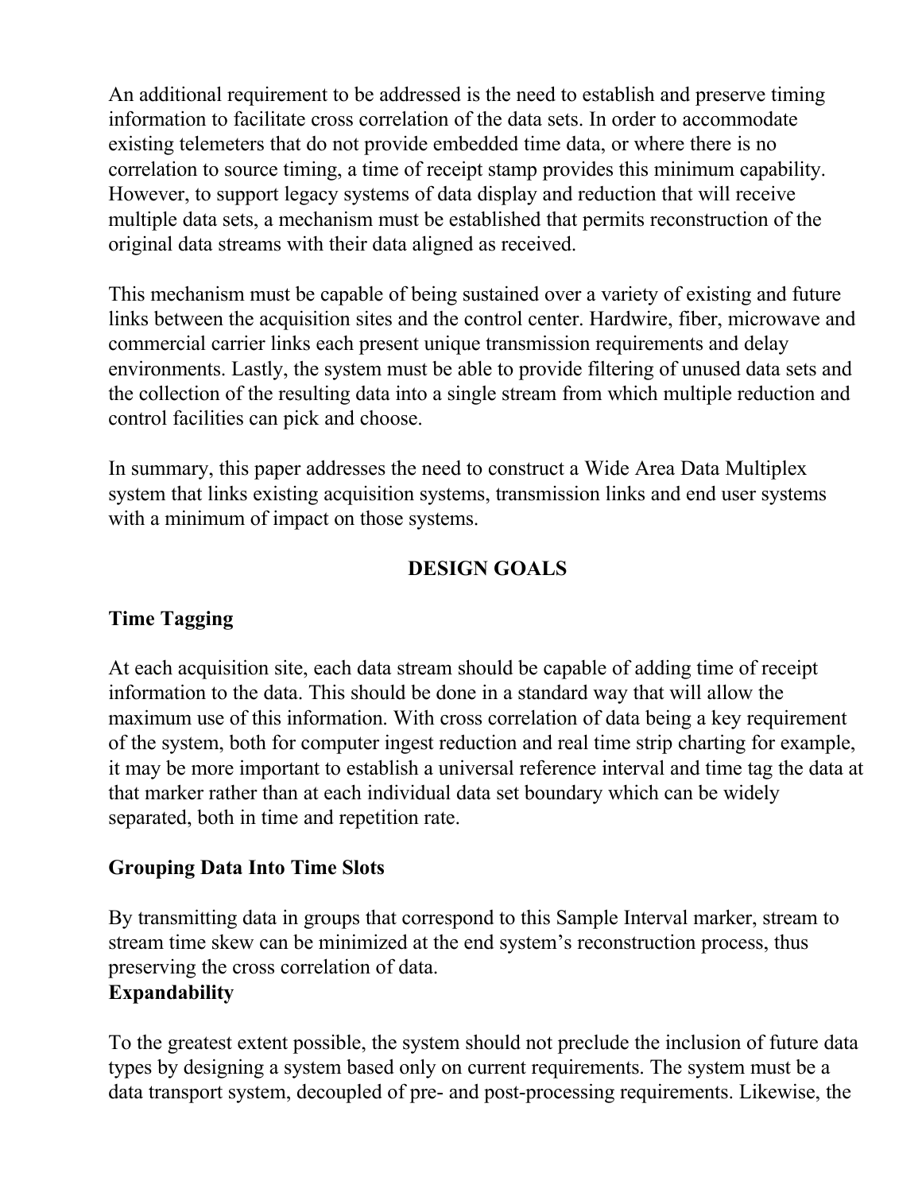An additional requirement to be addressed is the need to establish and preserve timing information to facilitate cross correlation of the data sets. In order to accommodate existing telemeters that do not provide embedded time data, or where there is no correlation to source timing, a time of receipt stamp provides this minimum capability. However, to support legacy systems of data display and reduction that will receive multiple data sets, a mechanism must be established that permits reconstruction of the original data streams with their data aligned as received.

This mechanism must be capable of being sustained over a variety of existing and future links between the acquisition sites and the control center. Hardwire, fiber, microwave and commercial carrier links each present unique transmission requirements and delay environments. Lastly, the system must be able to provide filtering of unused data sets and the collection of the resulting data into a single stream from which multiple reduction and control facilities can pick and choose.

In summary, this paper addresses the need to construct a Wide Area Data Multiplex system that links existing acquisition systems, transmission links and end user systems with a minimum of impact on those systems.

## DESIGN GOALS

### Time Tagging

At each acquisition site, each data stream should be capable of adding time of receipt information to the data. This should be done in a standard way that will allow the maximum use of this information. With cross correlation of data being a key requirement of the system, both for computer ingest reduction and real time strip charting for example, it may be more important to establish a universal reference interval and time tag the data at that marker rather than at each individual data set boundary which can be widely separated, both in time and repetition rate.

### Grouping Data Into Time Slots

By transmitting data in groups that correspond to this Sample Interval marker, stream to stream time skew can be minimized at the end system's reconstruction process, thus preserving the cross correlation of data.

### Expandability

To the greatest extent possible, the system should not preclude the inclusion of future data types by designing a system based only on current requirements. The system must be a data transport system, decoupled of pre- and post-processing requirements. Likewise, the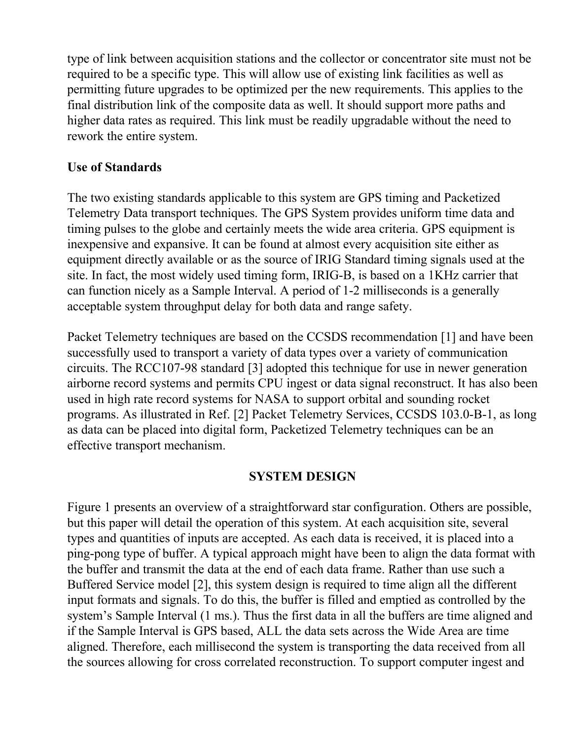type of link between acquisition stations and the collector or concentrator site must not be required to be a specific type. This will allow use of existing link facilities as well as permitting future upgrades to be optimized per the new requirements. This applies to the final distribution link of the composite data as well. It should support more paths and higher data rates as required. This link must be readily upgradable without the need to rework the entire system.

**Use of Standards**

The two existing standards applicable to this system are GPS timing and Packetized Telemetry Data transport techniques. The GPS System provides uniform time data and timing pulses to the globe and certainly meets the wide area criteria. GPS equipment is inexpensive and expansive. It can be found at almost every acquisition site either as equipment directly available or as the source of IRIG Standard timing signals used at the site. In fact, the most widely used timing form, IRIG-B, is based on a 1KHz carrier that can function nicely as a Sample Interval. A period of 1-2 milliseconds is a generally acceptable system throughput delay for both data and range safety.

Packet Telemetry techniques are based on the CCSDS recommendation [1] and have been successfully used to transport a variety of data types over a variety of communication circuits. The RCC107-98 standard [3] adopted this technique for use in newer generation airborne record systems and permits CPU ingest or data signal reconstruct. It has also been used in high rate record systems for NASA to support orbital and sounding rocket programs. As illustrated in Ref. [2] Packet Telemetry Services, CCSDS 103.0-B-1, as long as data can be placed into digital form, Packetized Telemetry techniques can be an effective transport mechanism.

## SYSTEM DESIGN

Figure 1 presents an overview of a straightforward star configuration. Others are possible, but this paper will detail the operation of this system. At each acquisition site, several types and quantities of inputs are accepted. As each data is received, it is placed into a ping-pong type of buffer. A typical approach might have been to align the data format with the buffer and transmit the data at the end of each data frame. Rather than use such a Buffered Service model [2], this system design is required to time align all the different input formats and signals. To do this, the buffer is filled and emptied as controlled by the system's Sample Interval (1 ms.). Thus the first data in all the buffers are time aligned and if the Sample Interval is GPS based, ALL the data sets across the Wide Area are time aligned. Therefore, each millisecond the system is transporting the data received from all the sources allowing for cross correlated reconstruction. To support computer ingest and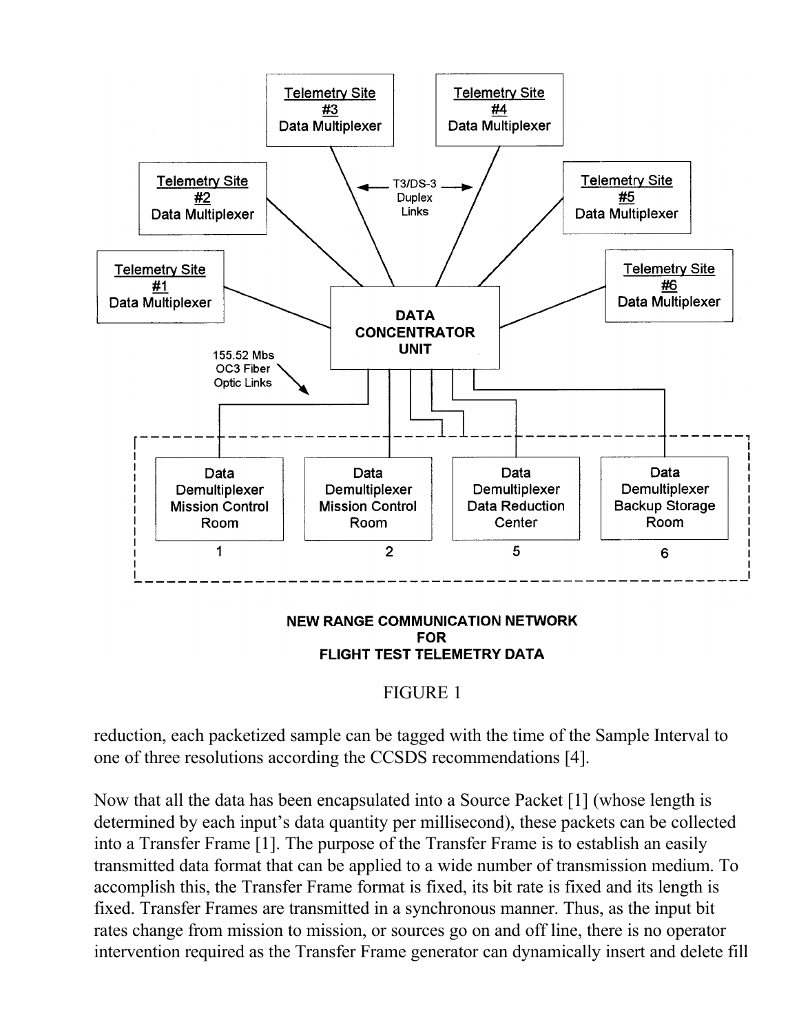**NEW RANGE COMMUNICATION NETWORK FOR FLIGHT TEST TELEMETRY DATA**

FIGURE 1

reduction, each packetized sample can be tagged with the time of the Sample Interval to one of three resolutions according the CCSDS recommendations [4].

Now that all the data has been encapsulated into a Source Packet [1] (whose length is determined by each input's data quantity per millisecond), these packets can be collected into a Transfer Frame [1]. The purpose of the Transfer Frame is to establish an easily transmitted data format that can be applied to a wide number of transmission medium. To accomplish this, the Transfer Frame format is fixed, its bit rate is fixed and its length is fixed. Transfer Frames are transmitted in a synchronous manner. Thus, as the input bit rates change from mission to mission, or sources go on and off line, there is no operator intervention required as the Transfer Frame generator can dynamically insert and delete fill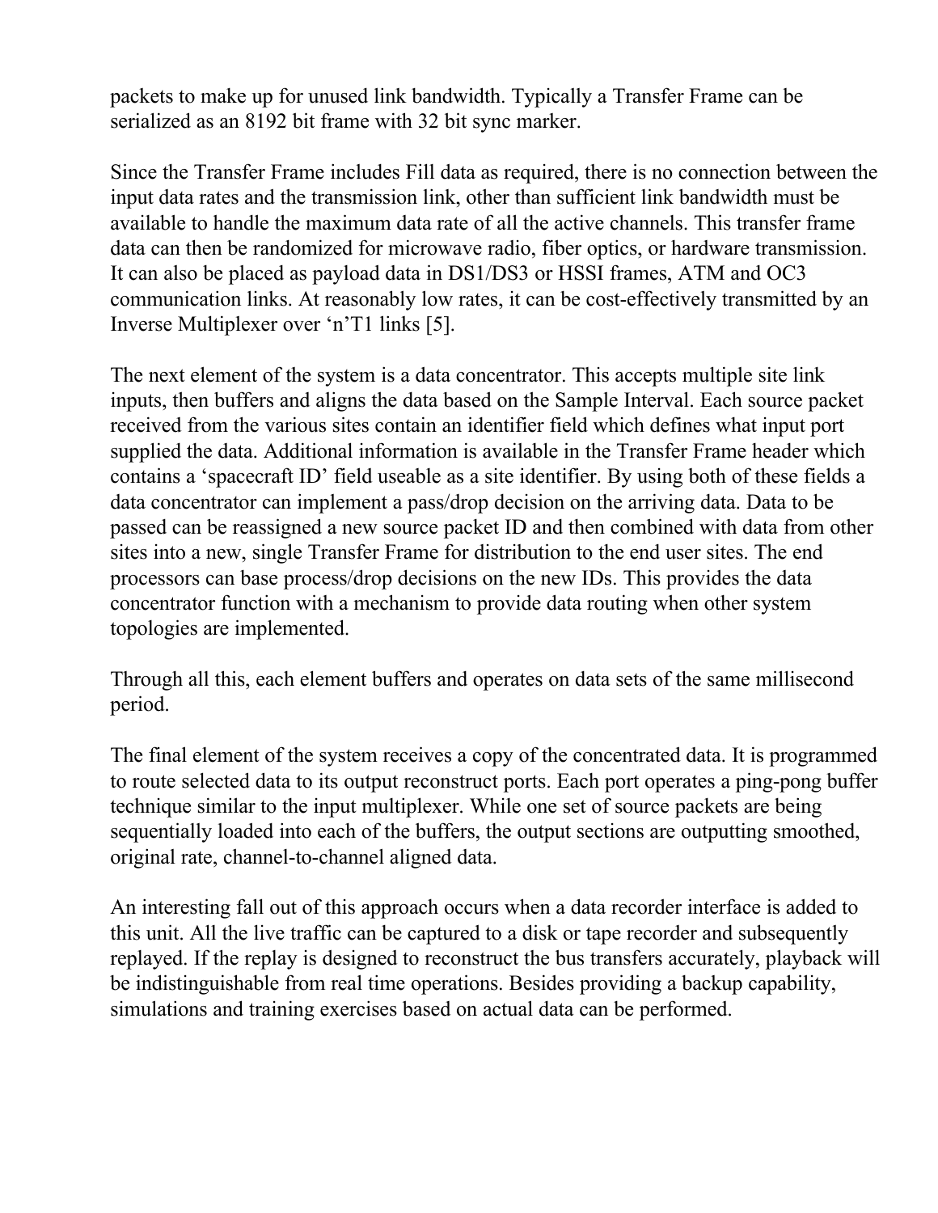packets to make up for unused link bandwidth. Typically a Transfer Frame can be serialized as an 8192 bit frame with 32 bit sync marker.

Since the Transfer Frame includes Fill data as required, there is no connection between the input data rates and the transmission link, other than sufficient link bandwidth must be available to handle the maximum data rate of all the active channels. This transfer frame data can then be randomized for microwave radio, fiber optics, or hardware transmission. It can also be placed as payload data in DS1/DS3 or HSSI frames, ATM and OC3 communication links. At reasonably low rates, it can be cost-effectively transmitted by an Inverse Multiplexer over 'n'T1 links [5].

The next element of the system is a data concentrator. This accepts multiple site link inputs, then buffers and aligns the data based on the Sample Interval. Each source packet received from the various sites contain an identifier field which defines what input port supplied the data. Additional information is available in the Transfer Frame header which contains a 'spacecraft ID' field useable as a site identifier. By using both of these fields a data concentrator can implement a pass/drop decision on the arriving data. Data to be passed can be reassigned a new source packet ID and then combined with data from other sites into a new, single Transfer Frame for distribution to the end user sites. The end processors can base process/drop decisions on the new IDs. This provides the data concentrator function with a mechanism to provide data routing when other system topologies are implemented.

Through all this, each element buffers and operates on data sets of the same millisecond period.

The final element of the system receives a copy of the concentrated data. It is programmed to route selected data to its output reconstruct ports. Each port operates a ping-pong buffer technique similar to the input multiplexer. While one set of source packets are being sequentially loaded into each of the buffers, the output sections are outputting smoothed, original rate, channel-to-channel aligned data.

An interesting fall out of this approach occurs when a data recorder interface is added to this unit. All the live traffic can be captured to a disk or tape recorder and subsequently replayed. If the replay is designed to reconstruct the bus transfers accurately, playback will be indistinguishable from real time operations. Besides providing a backup capability, simulations and training exercises based on actual data can be performed.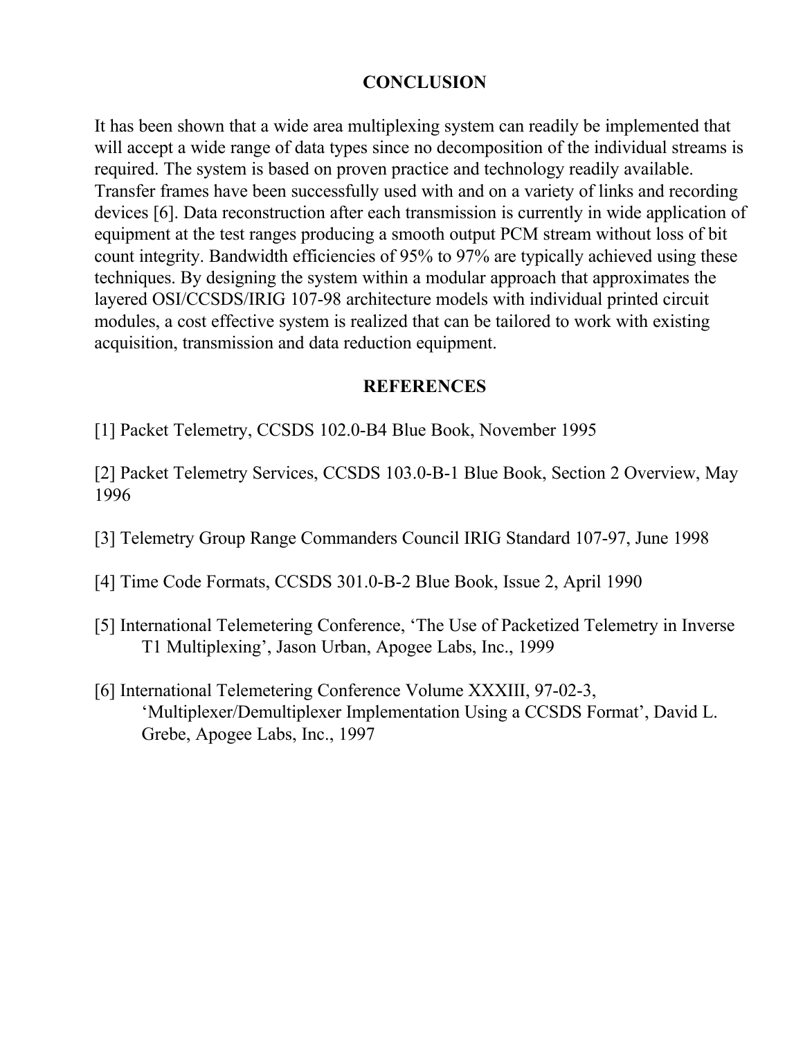## CONCLUSION

It has been shown that a wide area multiplexing system can readily be implemented that will accept a wide range of data types since no decomposition of the individual streams is required. The system is based on proven practice and technology readily available. Transfer frames have been successfully used with and on a variety of links and recording devices [6]. Data reconstruction after each transmission is currently in wide application of equipment at the test ranges producing a smooth output PCM stream without loss of bit count integrity. Bandwidth efficiencies of 95% to 97% are typically achieved using these techniques. By designing the system within a modular approach that approximates the layered OSI/CCSDS/IRIG 107-98 architecture models with individual printed circuit modules, a cost effective system is realized that can be tailored to work with existing acquisition, transmission and data reduction equipment.

## REFERENCES

[1] Packet Telemetry, CCSDS 102.0-B4 Blue Book, November 1995

[2] Packet Telemetry Services, CCSDS 103.0-B-1 Blue Book, Section 2 Overview, May 1996

[3] Telemetry Group Range Commanders Council IRIG Standard 107-97, June 1998

[4] Time Code Formats, CCSDS 301.0-B-2 Blue Book, Issue 2, April 1990

[5] International Telemetering Conference, 'The Use of Packetized Telemetry in Inverse T1 Multiplexing', Jason Urban, Apogee Labs, Inc., 1999

[6] International Telemetering Conference Volume XXXIII, 97-02-3, 'Multiplexer/Demultiplexer Implementation Using a CCSDS Format', David L. Grebe, Apogee Labs, Inc., 1997